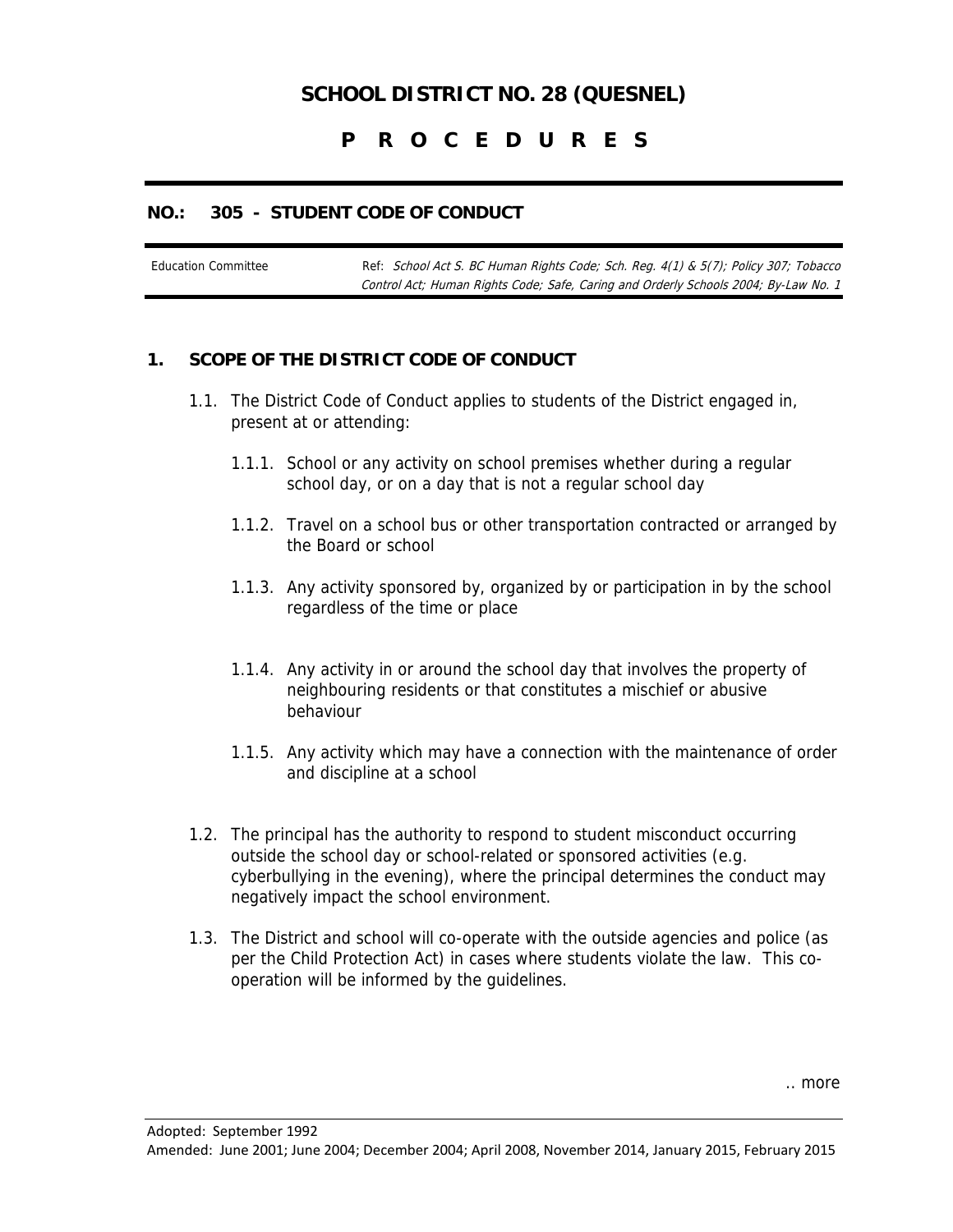# SCHOOL DISTRICT NO. 28 (QUESNEL)

## P R O C E D U R E S

### NO.: 305 - STUDENT CODE OF CONDUCT

| Education Committee | Ref: *School Act S. BC Human Rights Code; Sch. Reg. 4(1) & 5(7); Policy 307; Tobacco Control Act; Human Rights Code; Safe, Caring and Orderly Schools 2004; By-Law No. 1* |
| --- | --- |

## 1. SCOPE OF THE DISTRICT CODE OF CONDUCT

1.1. The District Code of Conduct applies to students of the District engaged in, present at or attending:

1.1.1. School or any activity on school premises whether during a regular school day, or on a day that is not a regular school day

1.1.2. Travel on a school bus or other transportation contracted or arranged by the Board or school

1.1.3. Any activity sponsored by, organized by or participation in by the school regardless of the time or place

1.1.4. Any activity in or around the school day that involves the property of neighbouring residents or that constitutes a mischief or abusive behaviour

1.1.5. Any activity which may have a connection with the maintenance of order and discipline at a school

1.2. The principal has the authority to respond to student misconduct occurring outside the school day or school-related or sponsored activities (e.g. cyberbullying in the evening), where the principal determines the conduct may negatively impact the school environment.

1.3. The District and school will co-operate with the outside agencies and police (as per the Child Protection Act) in cases where students violate the law. This co-operation will be informed by the guidelines.

.. more

Adopted: September 1992
Amended: June 2001; June 2004; December 2004; April 2008, November 2014, January 2015, February 2015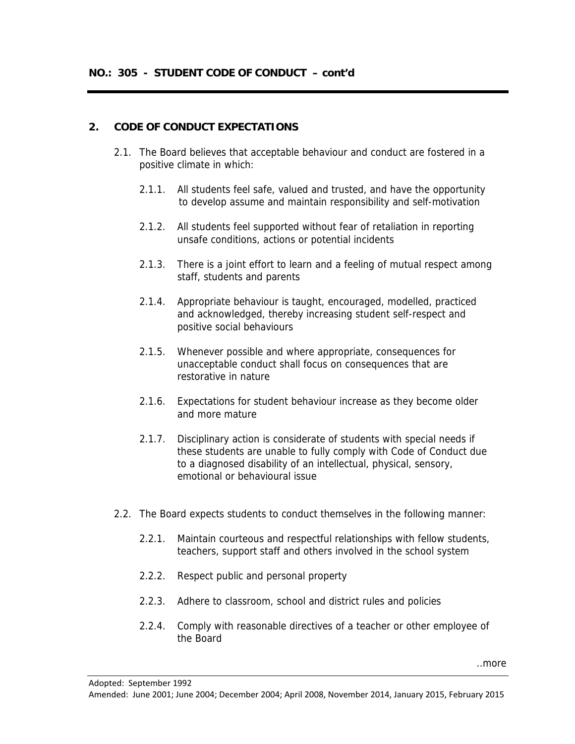## 2. CODE OF CONDUCT EXPECTATIONS

2.1. The Board believes that acceptable behaviour and conduct are fostered in a positive climate in which:

2.1.1. All students feel safe, valued and trusted, and have the opportunity to develop assume and maintain responsibility and self-motivation

2.1.2. All students feel supported without fear of retaliation in reporting unsafe conditions, actions or potential incidents

2.1.3. There is a joint effort to learn and a feeling of mutual respect among staff, students and parents

2.1.4. Appropriate behaviour is taught, encouraged, modelled, practiced and acknowledged, thereby increasing student self-respect and positive social behaviours

2.1.5. Whenever possible and where appropriate, consequences for unacceptable conduct shall focus on consequences that are restorative in nature

2.1.6. Expectations for student behaviour increase as they become older and more mature

2.1.7. Disciplinary action is considerate of students with special needs if these students are unable to fully comply with Code of Conduct due to a diagnosed disability of an intellectual, physical, sensory, emotional or behavioural issue

2.2. The Board expects students to conduct themselves in the following manner:

2.2.1. Maintain courteous and respectful relationships with fellow students, teachers, support staff and others involved in the school system

2.2.2. Respect public and personal property

2.2.3. Adhere to classroom, school and district rules and policies

2.2.4. Comply with reasonable directives of a teacher or other employee of the Board

..more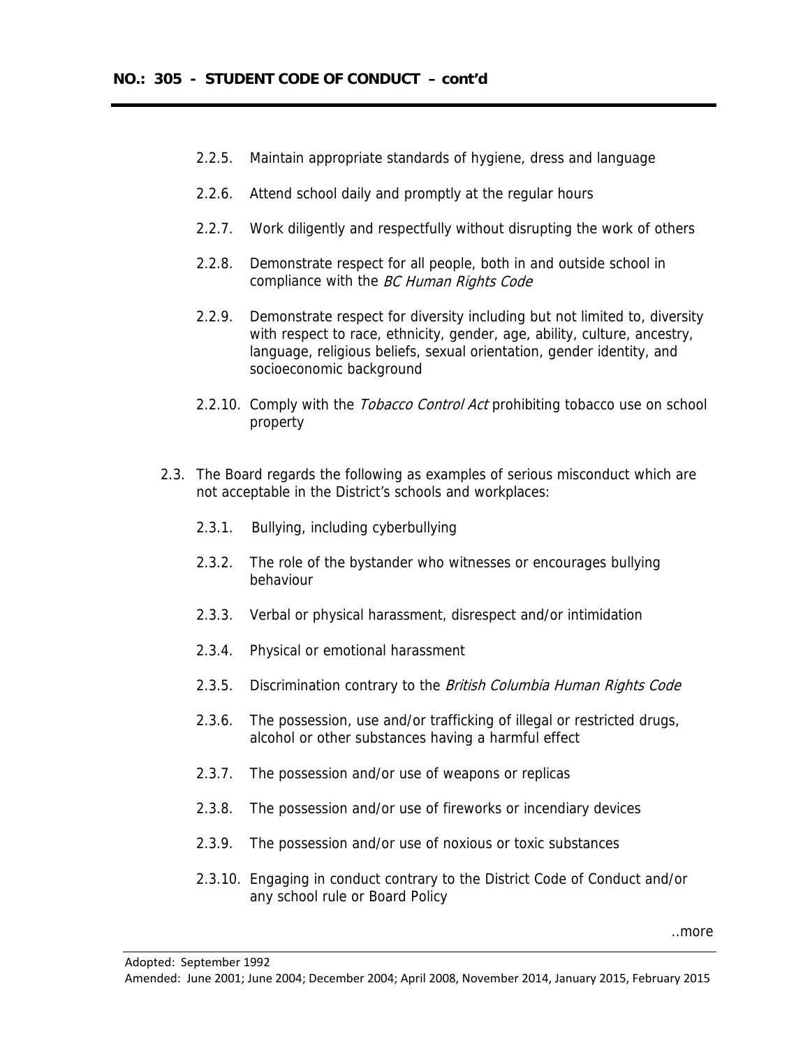2.2.5. Maintain appropriate standards of hygiene, dress and language

2.2.6. Attend school daily and promptly at the regular hours

2.2.7. Work diligently and respectfully without disrupting the work of others

2.2.8. Demonstrate respect for all people, both in and outside school in compliance with the *BC Human Rights Code*

2.2.9. Demonstrate respect for diversity including but not limited to, diversity with respect to race, ethnicity, gender, age, ability, culture, ancestry, language, religious beliefs, sexual orientation, gender identity, and socioeconomic background

2.2.10. Comply with the *Tobacco Control Act* prohibiting tobacco use on school property

2.3. The Board regards the following as examples of serious misconduct which are not acceptable in the District's schools and workplaces:

2.3.1. Bullying, including cyberbullying

2.3.2. The role of the bystander who witnesses or encourages bullying behaviour

2.3.3. Verbal or physical harassment, disrespect and/or intimidation

2.3.4. Physical or emotional harassment

2.3.5. Discrimination contrary to the *British Columbia Human Rights Code*

2.3.6. The possession, use and/or trafficking of illegal or restricted drugs, alcohol or other substances having a harmful effect

2.3.7. The possession and/or use of weapons or replicas

2.3.8. The possession and/or use of fireworks or incendiary devices

2.3.9. The possession and/or use of noxious or toxic substances

2.3.10. Engaging in conduct contrary to the District Code of Conduct and/or any school rule or Board Policy

..more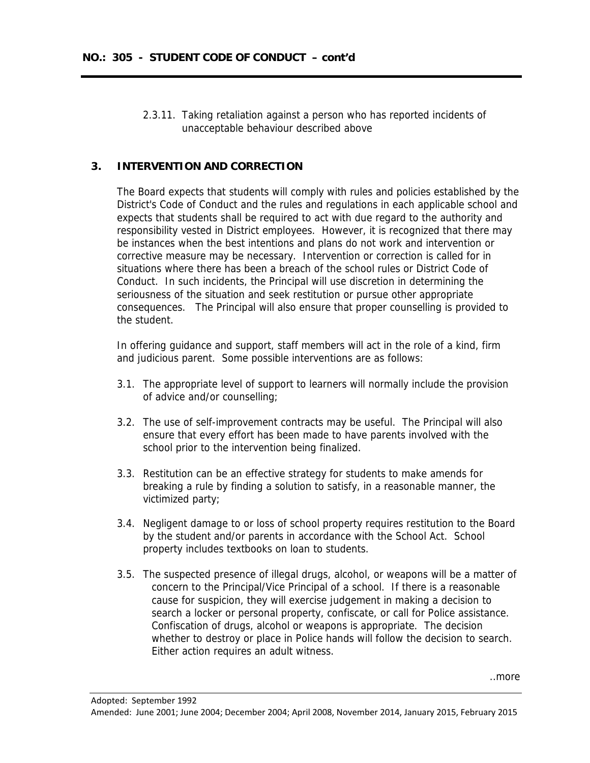2.3.11. Taking retaliation against a person who has reported incidents of unacceptable behaviour described above

## 3. INTERVENTION AND CORRECTION

The Board expects that students will comply with rules and policies established by the District's Code of Conduct and the rules and regulations in each applicable school and expects that students shall be required to act with due regard to the authority and responsibility vested in District employees. However, it is recognized that there may be instances when the best intentions and plans do not work and intervention or corrective measure may be necessary. Intervention or correction is called for in situations where there has been a breach of the school rules or District Code of Conduct. In such incidents, the Principal will use discretion in determining the seriousness of the situation and seek restitution or pursue other appropriate consequences. The Principal will also ensure that proper counselling is provided to the student.

In offering guidance and support, staff members will act in the role of a kind, firm and judicious parent. Some possible interventions are as follows:

3.1. The appropriate level of support to learners will normally include the provision of advice and/or counselling;

3.2. The use of self-improvement contracts may be useful. The Principal will also ensure that every effort has been made to have parents involved with the school prior to the intervention being finalized.

3.3. Restitution can be an effective strategy for students to make amends for breaking a rule by finding a solution to satisfy, in a reasonable manner, the victimized party;

3.4. Negligent damage to or loss of school property requires restitution to the Board by the student and/or parents in accordance with the School Act. School property includes textbooks on loan to students.

3.5. The suspected presence of illegal drugs, alcohol, or weapons will be a matter of concern to the Principal/Vice Principal of a school. If there is a reasonable cause for suspicion, they will exercise judgement in making a decision to search a locker or personal property, confiscate, or call for Police assistance. Confiscation of drugs, alcohol or weapons is appropriate. The decision whether to destroy or place in Police hands will follow the decision to search. Either action requires an adult witness.

..more

Adopted: September 1992
Amended: June 2001; June 2004; December 2004; April 2008, November 2014, January 2015, February 2015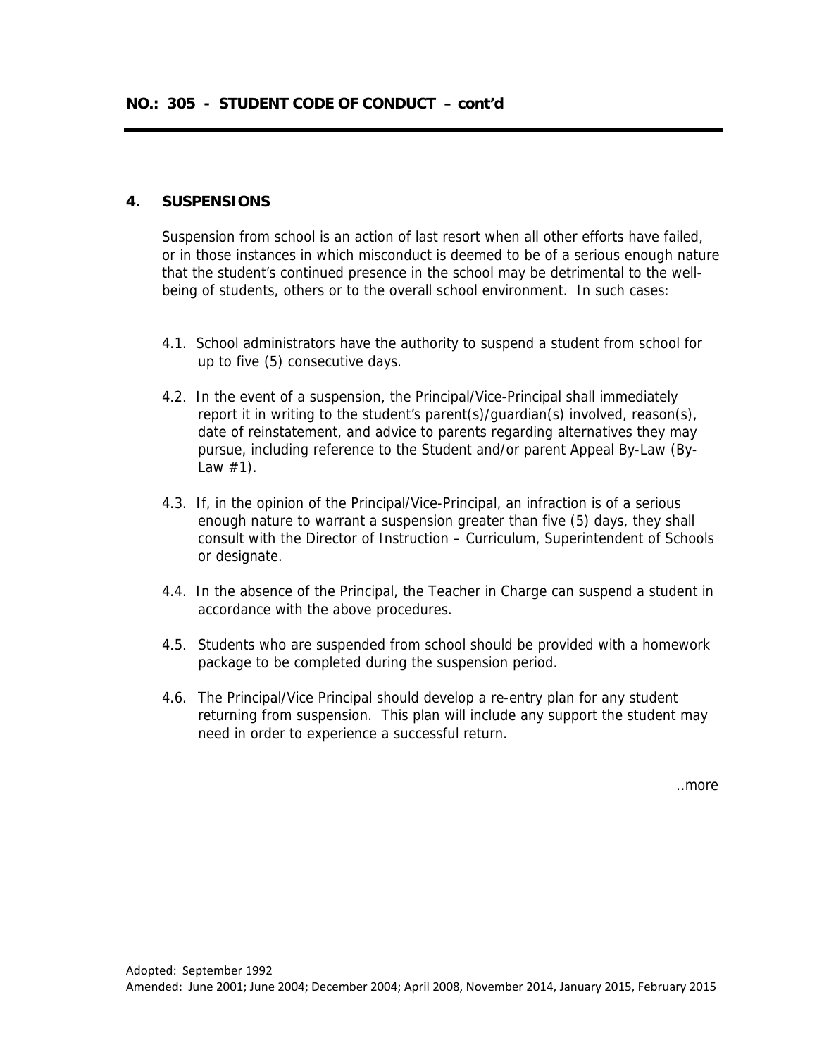## 4. SUSPENSIONS

Suspension from school is an action of last resort when all other efforts have failed, or in those instances in which misconduct is deemed to be of a serious enough nature that the student's continued presence in the school may be detrimental to the well-being of students, others or to the overall school environment. In such cases:

4.1. School administrators have the authority to suspend a student from school for up to five (5) consecutive days.

4.2. In the event of a suspension, the Principal/Vice-Principal shall immediately report it in writing to the student's parent(s)/guardian(s) involved, reason(s), date of reinstatement, and advice to parents regarding alternatives they may pursue, including reference to the Student and/or parent Appeal By-Law (By-Law #1).

4.3. If, in the opinion of the Principal/Vice-Principal, an infraction is of a serious enough nature to warrant a suspension greater than five (5) days, they shall consult with the Director of Instruction – Curriculum, Superintendent of Schools or designate.

4.4. In the absence of the Principal, the Teacher in Charge can suspend a student in accordance with the above procedures.

4.5. Students who are suspended from school should be provided with a homework package to be completed during the suspension period.

4.6. The Principal/Vice Principal should develop a re-entry plan for any student returning from suspension. This plan will include any support the student may need in order to experience a successful return.

..more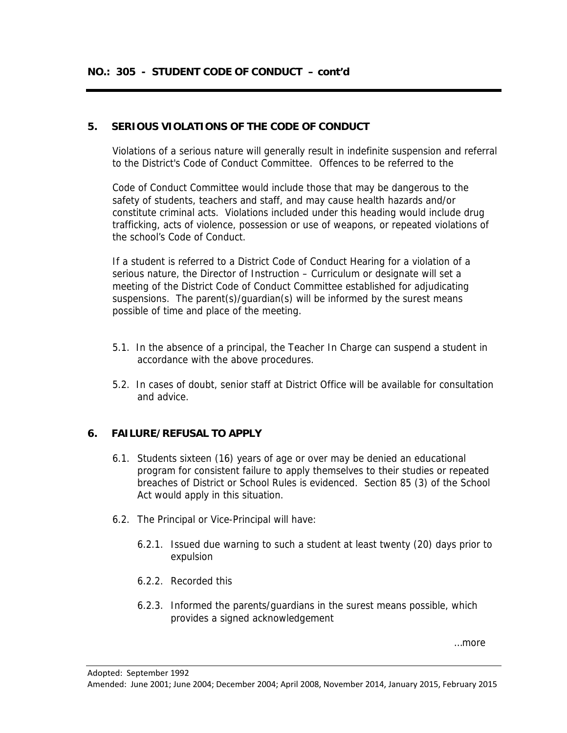## 5. SERIOUS VIOLATIONS OF THE CODE OF CONDUCT

Violations of a serious nature will generally result in indefinite suspension and referral to the District's Code of Conduct Committee. Offences to be referred to the

Code of Conduct Committee would include those that may be dangerous to the safety of students, teachers and staff, and may cause health hazards and/or constitute criminal acts. Violations included under this heading would include drug trafficking, acts of violence, possession or use of weapons, or repeated violations of the school's Code of Conduct.

If a student is referred to a District Code of Conduct Hearing for a violation of a serious nature, the Director of Instruction – Curriculum or designate will set a meeting of the District Code of Conduct Committee established for adjudicating suspensions. The parent(s)/guardian(s) will be informed by the surest means possible of time and place of the meeting.

5.1. In the absence of a principal, the Teacher In Charge can suspend a student in accordance with the above procedures.

5.2. In cases of doubt, senior staff at District Office will be available for consultation and advice.

## 6. FAILURE/REFUSAL TO APPLY

6.1. Students sixteen (16) years of age or over may be denied an educational program for consistent failure to apply themselves to their studies or repeated breaches of District or School Rules is evidenced. Section 85 (3) of the School Act would apply in this situation.

6.2. The Principal or Vice-Principal will have:

6.2.1. Issued due warning to such a student at least twenty (20) days prior to expulsion

6.2.2. Recorded this

6.2.3. Informed the parents/guardians in the surest means possible, which provides a signed acknowledgement

…more

Adopted: September 1992
Amended: June 2001; June 2004; December 2004; April 2008, November 2014, January 2015, February 2015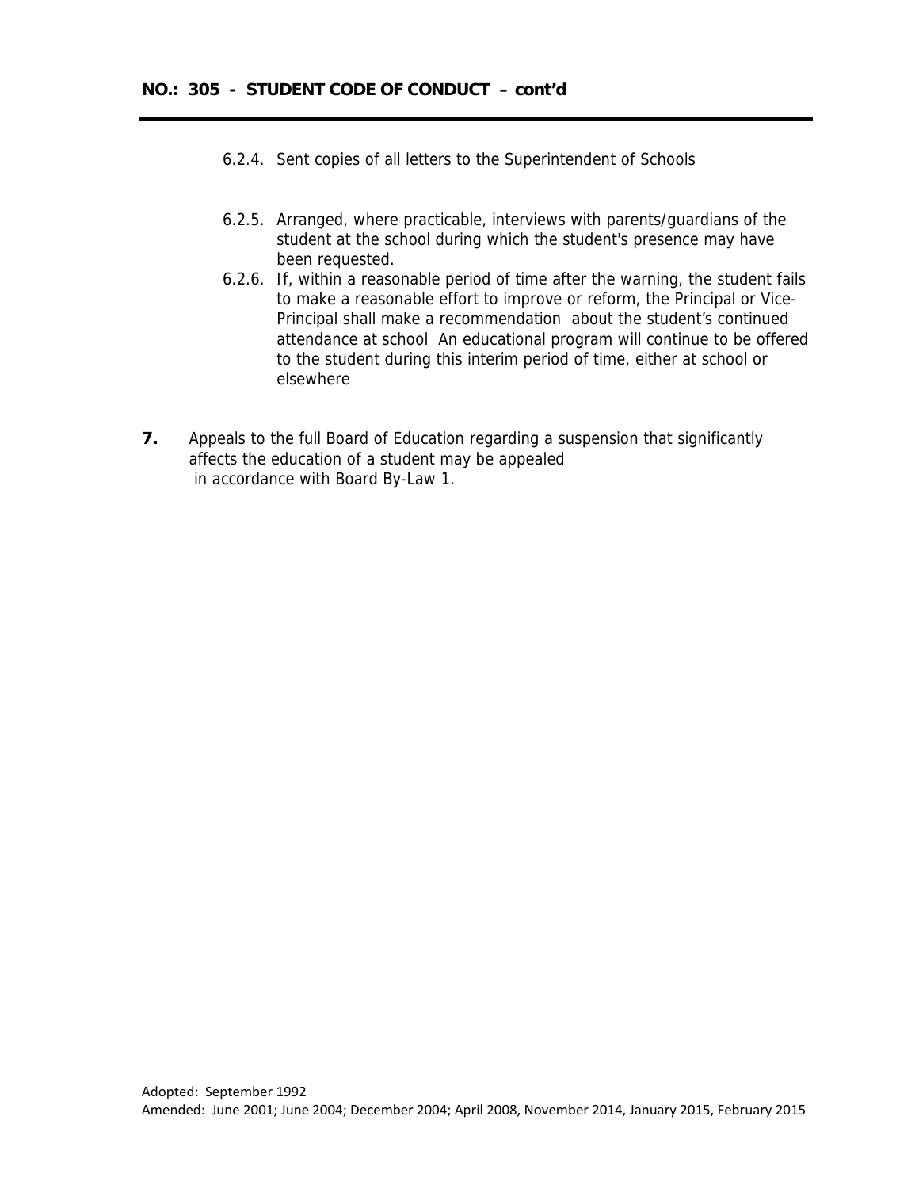6.2.4. Sent copies of all letters to the Superintendent of Schools

6.2.5. Arranged, where practicable, interviews with parents/guardians of the student at the school during which the student's presence may have been requested.

6.2.6. If, within a reasonable period of time after the warning, the student fails to make a reasonable effort to improve or reform, the Principal or Vice-Principal shall make a recommendation about the student's continued attendance at school An educational program will continue to be offered to the student during this interim period of time, either at school or elsewhere

**7.** Appeals to the full Board of Education regarding a suspension that significantly affects the education of a student may be appealed in accordance with Board By-Law 1.

Adopted: September 1992
Amended: June 2001; June 2004; December 2004; April 2008, November 2014, January 2015, February 2015